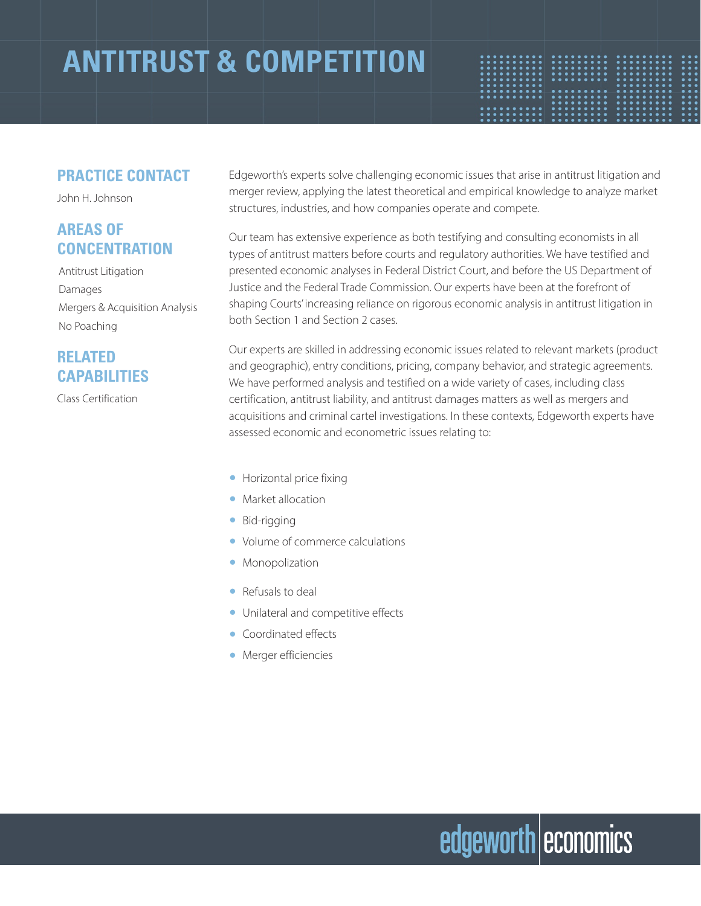# ANTITRUST & COMPETITION

## PRACTICE CONTACT

John H. Johnson

## AREAS OF CONCENTRATION

Antitrust Litigation

Damages

Mergers & Acquisition Analysis

No Poaching

## RELATED CAPABILITIES

Class Certification

Edgeworth's experts solve challenging economic issues that arise in antitrust litigation and merger review, applying the latest theoretical and empirical knowledge to analyze market structures, industries, and how companies operate and compete.

Our team has extensive experience as both testifying and consulting economists in all types of antitrust matters before courts and regulatory authorities. We have testified and presented economic analyses in Federal District Court, and before the US Department of Justice and the Federal Trade Commission. Our experts have been at the forefront of shaping Courts' increasing reliance on rigorous economic analysis in antitrust litigation in both Section 1 and Section 2 cases.

Our experts are skilled in addressing economic issues related to relevant markets (product and geographic), entry conditions, pricing, company behavior, and strategic agreements. We have performed analysis and testified on a wide variety of cases, including class certification, antitrust liability, and antitrust damages matters as well as mergers and acquisitions and criminal cartel investigations. In these contexts, Edgeworth experts have assessed economic and econometric issues relating to:

- Horizontal price fixing
- Market allocation
- Bid-rigging
- Volume of commerce calculations
- Monopolization
- Refusals to deal
- Unilateral and competitive effects
- Coordinated effects
- Merger efficiencies

edgeworth economics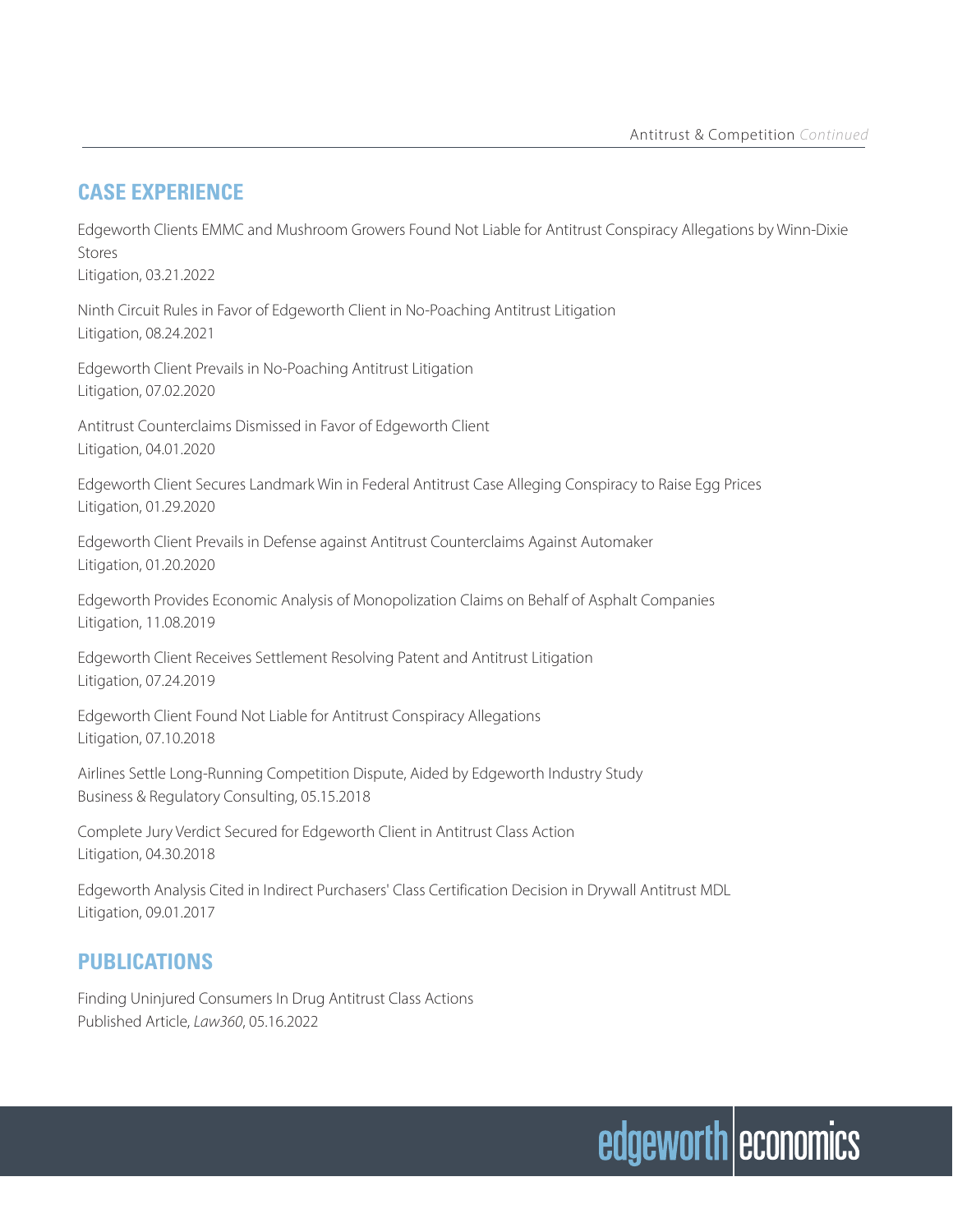## CASE EXPERIENCE

Edgeworth Clients EMMC and Mushroom Growers Found Not Liable for Antitrust Conspiracy Allegations by Winn-Dixie Stores
Litigation, 03.21.2022

Ninth Circuit Rules in Favor of Edgeworth Client in No-Poaching Antitrust Litigation
Litigation, 08.24.2021

Edgeworth Client Prevails in No-Poaching Antitrust Litigation
Litigation, 07.02.2020

Antitrust Counterclaims Dismissed in Favor of Edgeworth Client
Litigation, 04.01.2020

Edgeworth Client Secures Landmark Win in Federal Antitrust Case Alleging Conspiracy to Raise Egg Prices
Litigation, 01.29.2020

Edgeworth Client Prevails in Defense against Antitrust Counterclaims Against Automaker
Litigation, 01.20.2020

Edgeworth Provides Economic Analysis of Monopolization Claims on Behalf of Asphalt Companies
Litigation, 11.08.2019

Edgeworth Client Receives Settlement Resolving Patent and Antitrust Litigation
Litigation, 07.24.2019

Edgeworth Client Found Not Liable for Antitrust Conspiracy Allegations
Litigation, 07.10.2018

Airlines Settle Long-Running Competition Dispute, Aided by Edgeworth Industry Study
Business & Regulatory Consulting, 05.15.2018

Complete Jury Verdict Secured for Edgeworth Client in Antitrust Class Action
Litigation, 04.30.2018

Edgeworth Analysis Cited in Indirect Purchasers' Class Certification Decision in Drywall Antitrust MDL
Litigation, 09.01.2017

## PUBLICATIONS

Finding Uninjured Consumers In Drug Antitrust Class Actions
Published Article, *Law360*, 05.16.2022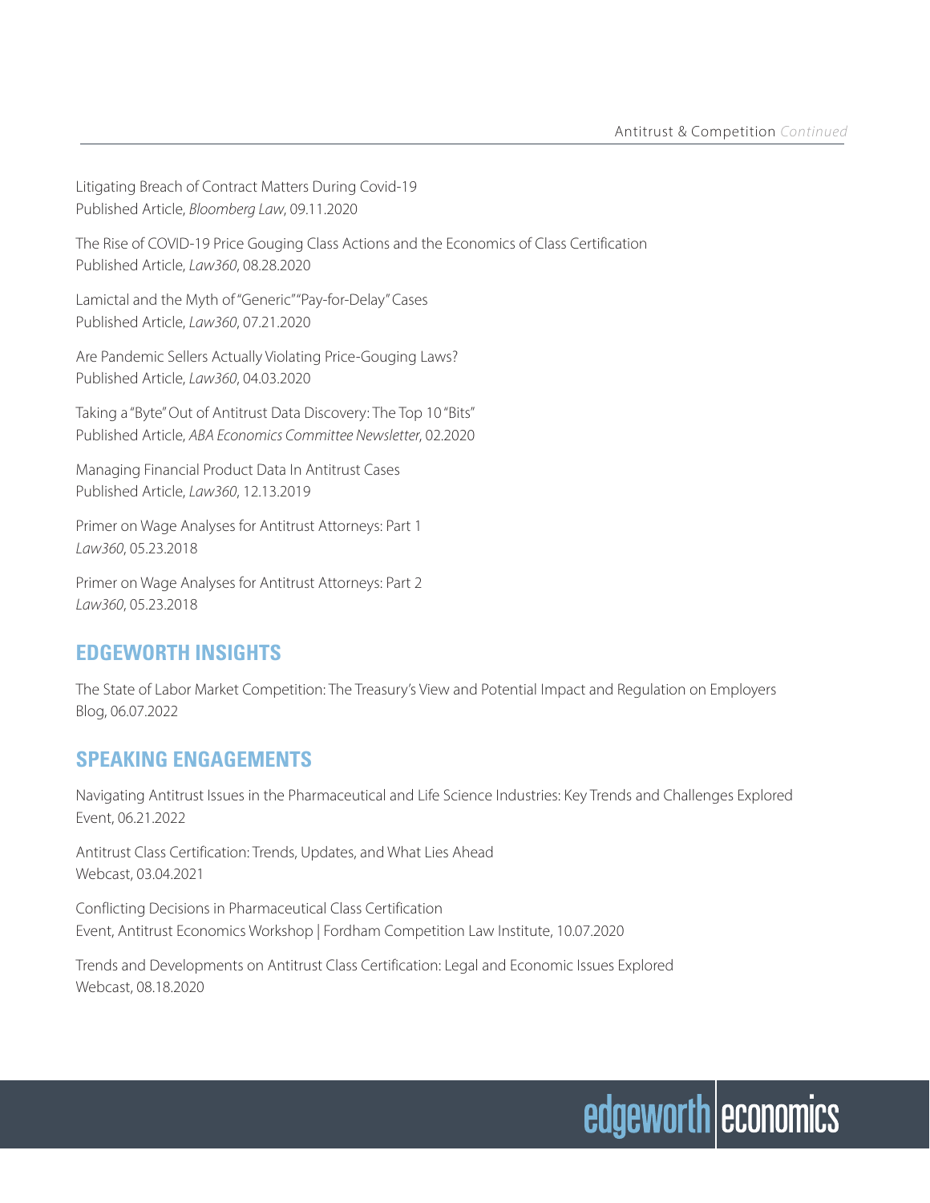Litigating Breach of Contract Matters During Covid-19
Published Article, *Bloomberg Law*, 09.11.2020

The Rise of COVID-19 Price Gouging Class Actions and the Economics of Class Certification
Published Article, *Law360*, 08.28.2020

Lamictal and the Myth of "Generic" "Pay-for-Delay" Cases
Published Article, *Law360*, 07.21.2020

Are Pandemic Sellers Actually Violating Price-Gouging Laws?
Published Article, *Law360*, 04.03.2020

Taking a "Byte" Out of Antitrust Data Discovery: The Top 10 "Bits"
Published Article, *ABA Economics Committee Newsletter*, 02.2020

Managing Financial Product Data In Antitrust Cases
Published Article, *Law360*, 12.13.2019

Primer on Wage Analyses for Antitrust Attorneys: Part 1
*Law360*, 05.23.2018

Primer on Wage Analyses for Antitrust Attorneys: Part 2
*Law360*, 05.23.2018

## EDGEWORTH INSIGHTS

The State of Labor Market Competition: The Treasury's View and Potential Impact and Regulation on Employers
Blog, 06.07.2022

## SPEAKING ENGAGEMENTS

Navigating Antitrust Issues in the Pharmaceutical and Life Science Industries: Key Trends and Challenges Explored
Event, 06.21.2022

Antitrust Class Certification: Trends, Updates, and What Lies Ahead
Webcast, 03.04.2021

Conflicting Decisions in Pharmaceutical Class Certification
Event, Antitrust Economics Workshop | Fordham Competition Law Institute, 10.07.2020

Trends and Developments on Antitrust Class Certification: Legal and Economic Issues Explored
Webcast, 08.18.2020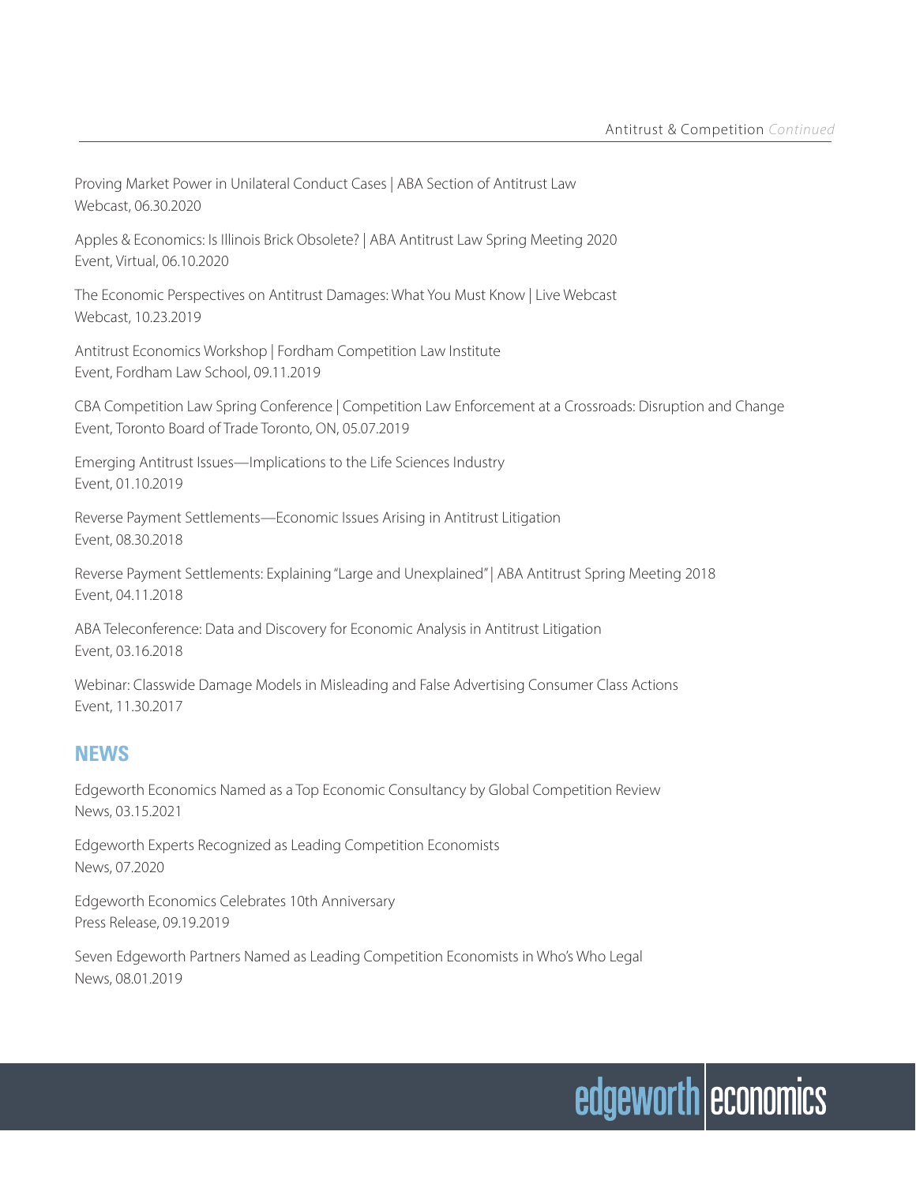Proving Market Power in Unilateral Conduct Cases | ABA Section of Antitrust Law
Webcast, 06.30.2020

Apples & Economics: Is Illinois Brick Obsolete? | ABA Antitrust Law Spring Meeting 2020
Event, Virtual, 06.10.2020

The Economic Perspectives on Antitrust Damages: What You Must Know | Live Webcast
Webcast, 10.23.2019

Antitrust Economics Workshop | Fordham Competition Law Institute
Event, Fordham Law School, 09.11.2019

CBA Competition Law Spring Conference | Competition Law Enforcement at a Crossroads: Disruption and Change
Event, Toronto Board of Trade Toronto, ON, 05.07.2019

Emerging Antitrust Issues—Implications to the Life Sciences Industry
Event, 01.10.2019

Reverse Payment Settlements—Economic Issues Arising in Antitrust Litigation
Event, 08.30.2018

Reverse Payment Settlements: Explaining "Large and Unexplained" | ABA Antitrust Spring Meeting 2018
Event, 04.11.2018

ABA Teleconference: Data and Discovery for Economic Analysis in Antitrust Litigation
Event, 03.16.2018

Webinar: Classwide Damage Models in Misleading and False Advertising Consumer Class Actions
Event, 11.30.2017

## NEWS

Edgeworth Economics Named as a Top Economic Consultancy by Global Competition Review
News, 03.15.2021

Edgeworth Experts Recognized as Leading Competition Economists
News, 07.2020

Edgeworth Economics Celebrates 10th Anniversary
Press Release, 09.19.2019

Seven Edgeworth Partners Named as Leading Competition Economists in Who's Who Legal
News, 08.01.2019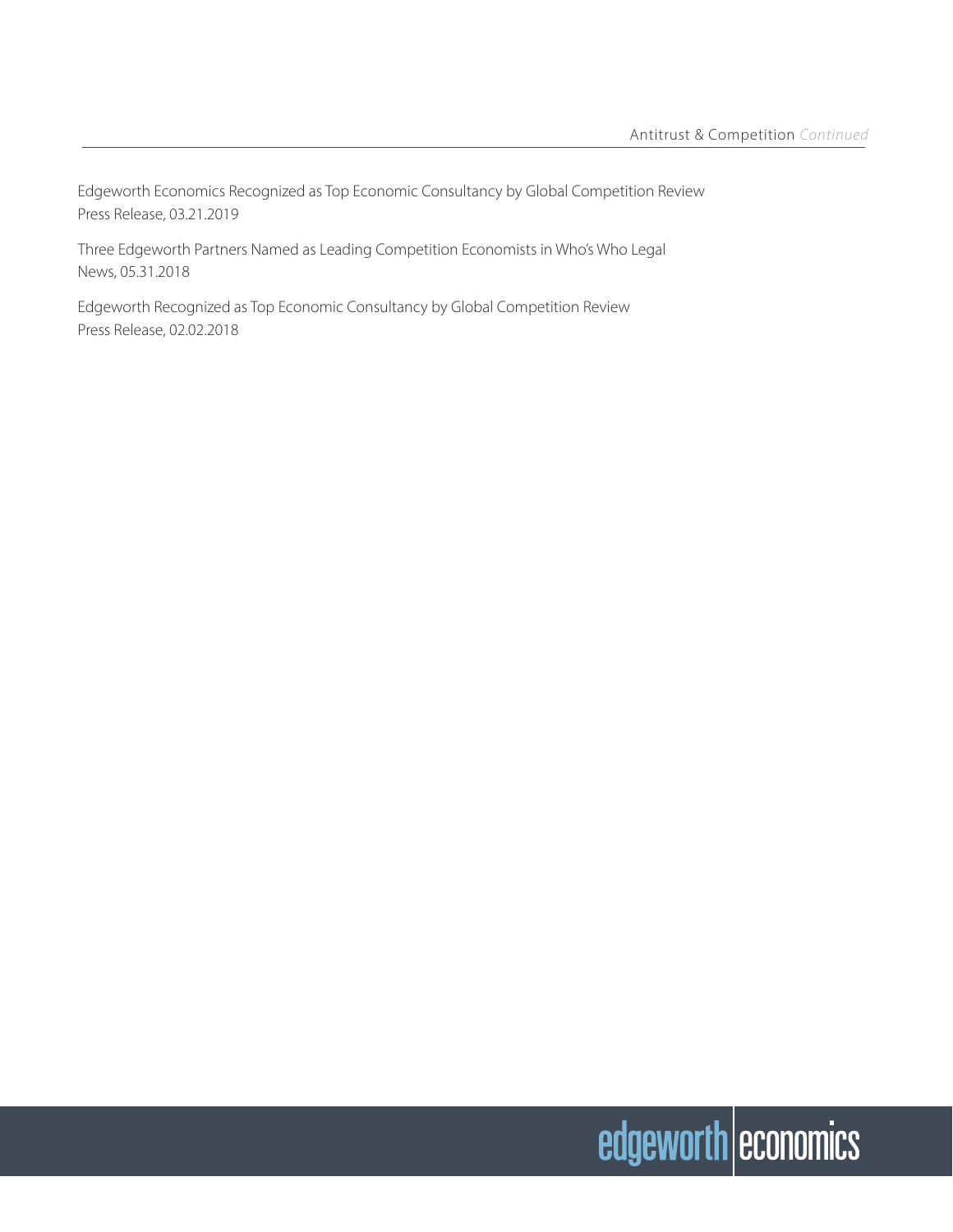Edgeworth Economics Recognized as Top Economic Consultancy by Global Competition Review
Press Release, 03.21.2019

Three Edgeworth Partners Named as Leading Competition Economists in Who's Who Legal
News, 05.31.2018

Edgeworth Recognized as Top Economic Consultancy by Global Competition Review
Press Release, 02.02.2018